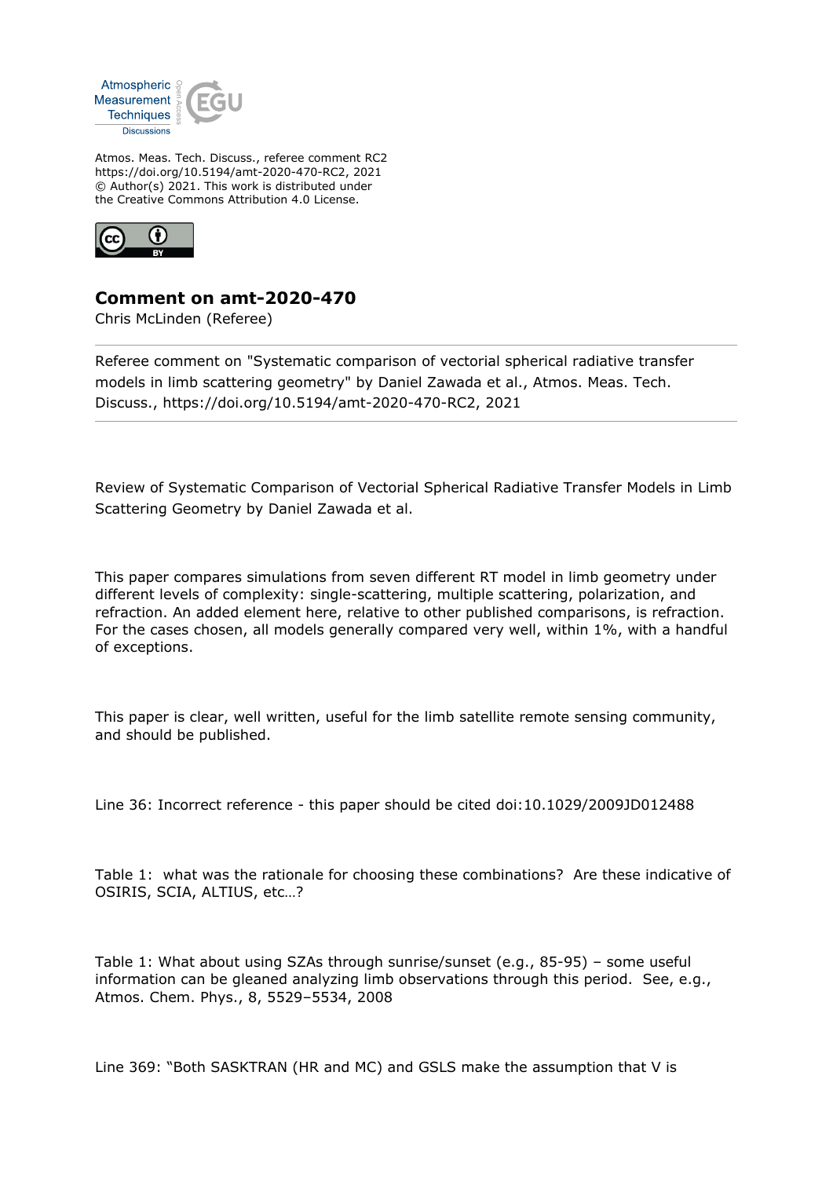Atmos. Meas. Tech. Discuss., referee comment RC2
https://doi.org/10.5194/amt-2020-470-RC2, 2021
© Author(s) 2021. This work is distributed under
the Creative Commons Attribution 4.0 License.

# Comment on amt-2020-470

Chris McLinden (Referee)

---

Referee comment on "Systematic comparison of vectorial spherical radiative transfer models in limb scattering geometry" by Daniel Zawada et al., Atmos. Meas. Tech. Discuss., https://doi.org/10.5194/amt-2020-470-RC2, 2021

---

Review of Systematic Comparison of Vectorial Spherical Radiative Transfer Models in Limb Scattering Geometry by Daniel Zawada et al.

This paper compares simulations from seven different RT model in limb geometry under different levels of complexity: single-scattering, multiple scattering, polarization, and refraction. An added element here, relative to other published comparisons, is refraction. For the cases chosen, all models generally compared very well, within 1%, with a handful of exceptions.

This paper is clear, well written, useful for the limb satellite remote sensing community, and should be published.

Line 36: Incorrect reference - this paper should be cited doi:10.1029/2009JD012488

Table 1: what was the rationale for choosing these combinations? Are these indicative of OSIRIS, SCIA, ALTIUS, etc…?

Table 1: What about using SZAs through sunrise/sunset (e.g., 85-95) – some useful information can be gleaned analyzing limb observations through this period. See, e.g., Atmos. Chem. Phys., 8, 5529–5534, 2008

Line 369: "Both SASKTRAN (HR and MC) and GSLS make the assumption that V is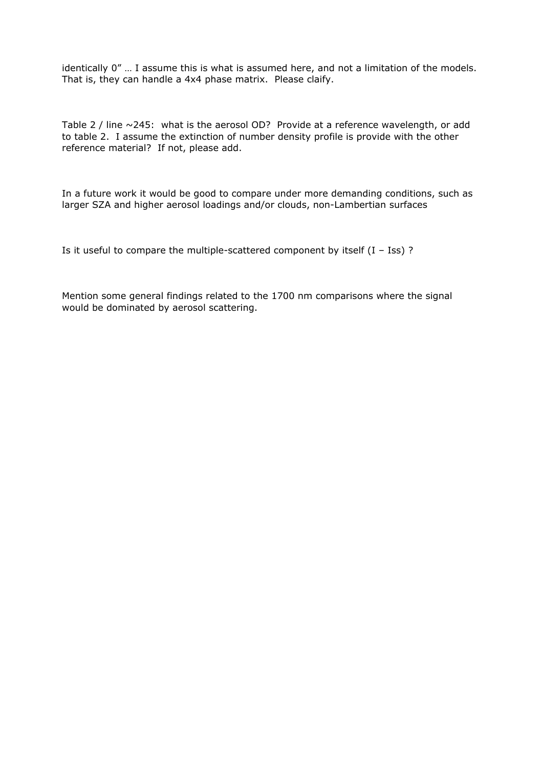identically 0" … I assume this is what is assumed here, and not a limitation of the models. That is, they can handle a 4x4 phase matrix. Please claify.

Table 2 / line ~245: what is the aerosol OD? Provide at a reference wavelength, or add to table 2. I assume the extinction of number density profile is provide with the other reference material? If not, please add.

In a future work it would be good to compare under more demanding conditions, such as larger SZA and higher aerosol loadings and/or clouds, non-Lambertian surfaces

Is it useful to compare the multiple-scattered component by itself (I – Iss) ?

Mention some general findings related to the 1700 nm comparisons where the signal would be dominated by aerosol scattering.